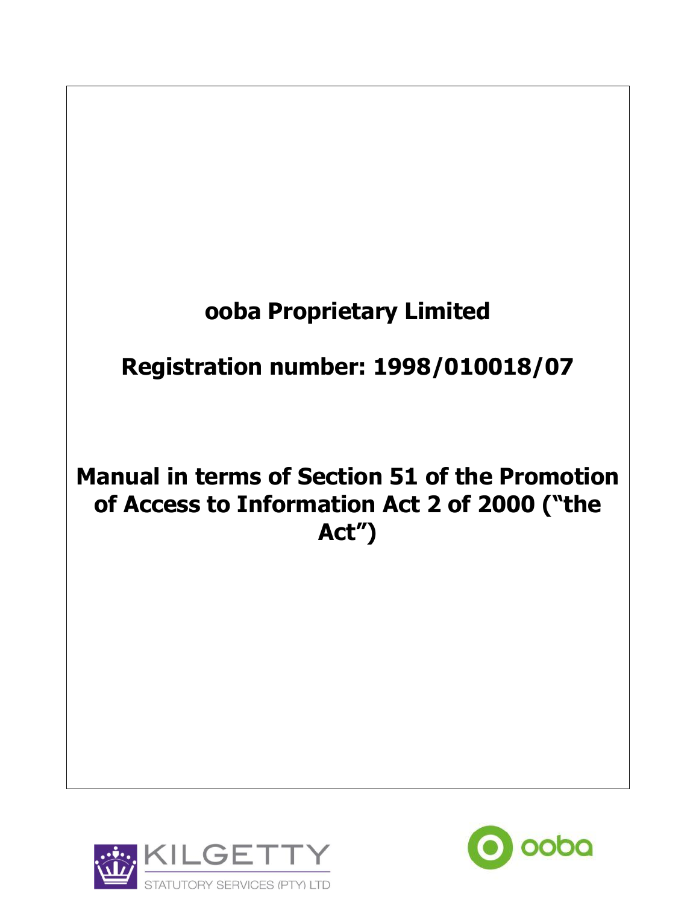# ooba Proprietary Limited

# Registration number: 1998/010018/07

# Manual in terms of Section 51 of the Promotion of Access to Information Act 2 of 2000 ("the Act")

KILGETTY
STATUTORY SERVICES (PTY) LTD

ooba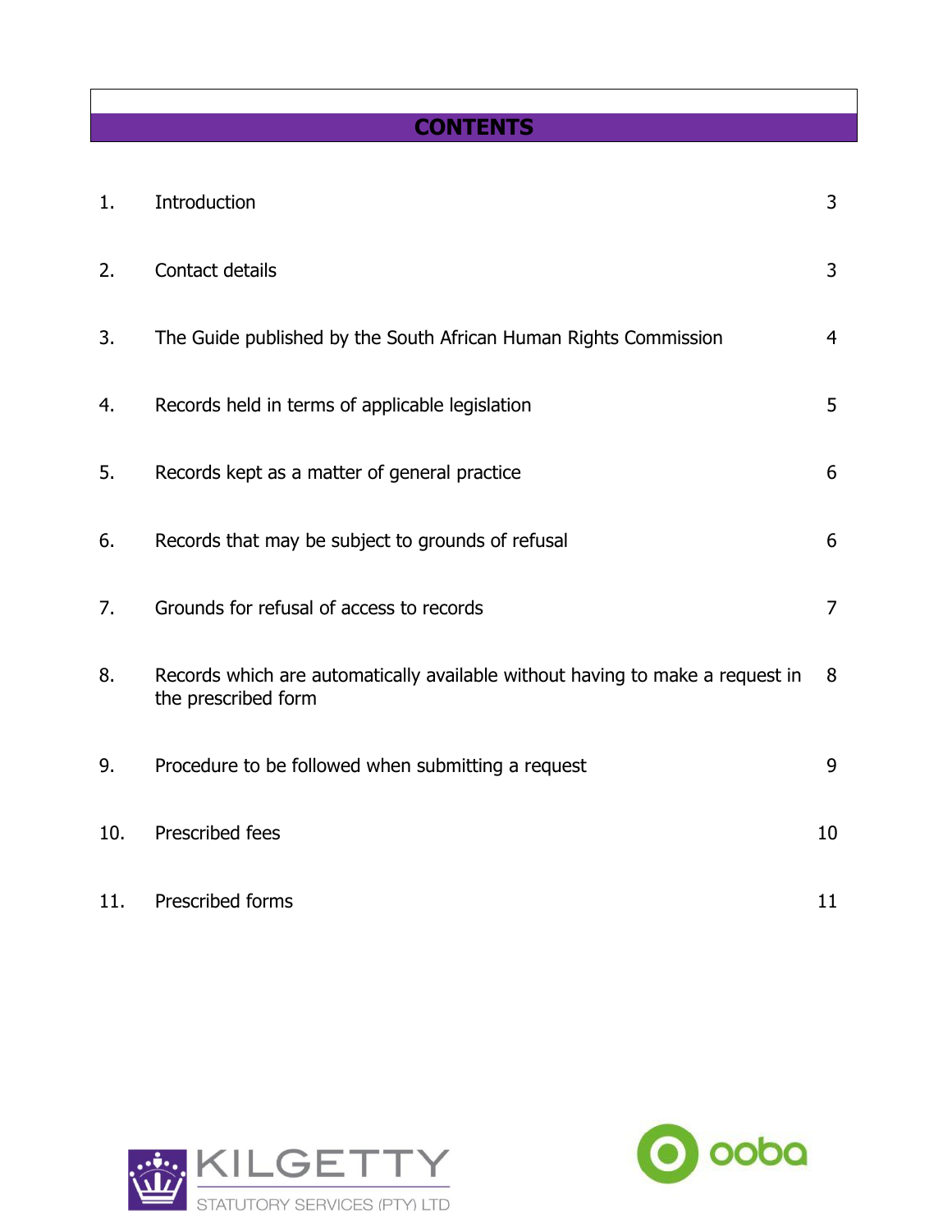# CONTENTS

| | | |
|---|---|---|
| 1. | Introduction | 3 |
| 2. | Contact details | 3 |
| 3. | The Guide published by the South African Human Rights Commission | 4 |
| 4. | Records held in terms of applicable legislation | 5 |
| 5. | Records kept as a matter of general practice | 6 |
| 6. | Records that may be subject to grounds of refusal | 6 |
| 7. | Grounds for refusal of access to records | 7 |
| 8. | Records which are automatically available without having to make a request in the prescribed form | 8 |
| 9. | Procedure to be followed when submitting a request | 9 |
| 10. | Prescribed fees | 10 |
| 11. | Prescribed forms | 11 |

KILGETTY STATUTORY SERVICES (PTY) LTD

ooba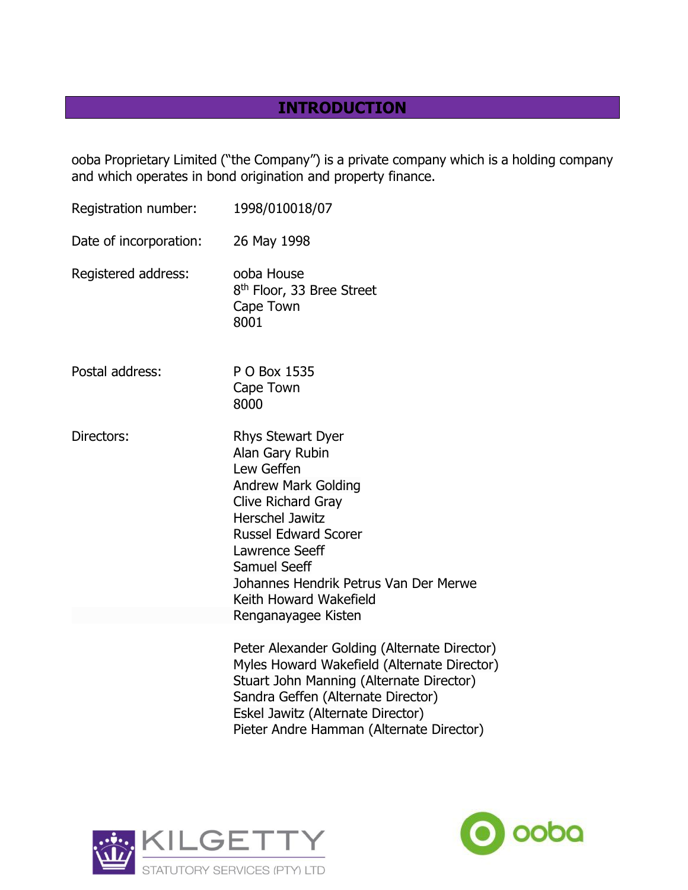# INTRODUCTION

ooba Proprietary Limited ("the Company") is a private company which is a holding company and which operates in bond origination and property finance.

| | |
|---|---|
| Registration number: | 1998/010018/07 |
| Date of incorporation: | 26 May 1998 |
| Registered address: | ooba House<br>8th Floor, 33 Bree Street<br>Cape Town<br>8001 |
| Postal address: | P O Box 1535<br>Cape Town<br>8000 |
| Directors: | Rhys Stewart Dyer<br>Alan Gary Rubin<br>Lew Geffen<br>Andrew Mark Golding<br>Clive Richard Gray<br>Herschel Jawitz<br>Russel Edward Scorer<br>Lawrence Seeff<br>Samuel Seeff<br>Johannes Hendrik Petrus Van Der Merwe<br>Keith Howard Wakefield<br>Renganayagee Kisten<br><br>Peter Alexander Golding (Alternate Director)<br>Myles Howard Wakefield (Alternate Director)<br>Stuart John Manning (Alternate Director)<br>Sandra Geffen (Alternate Director)<br>Eskel Jawitz (Alternate Director)<br>Pieter Andre Hamman (Alternate Director) |

KILGETTY STATUTORY SERVICES (PTY) LTD

ooba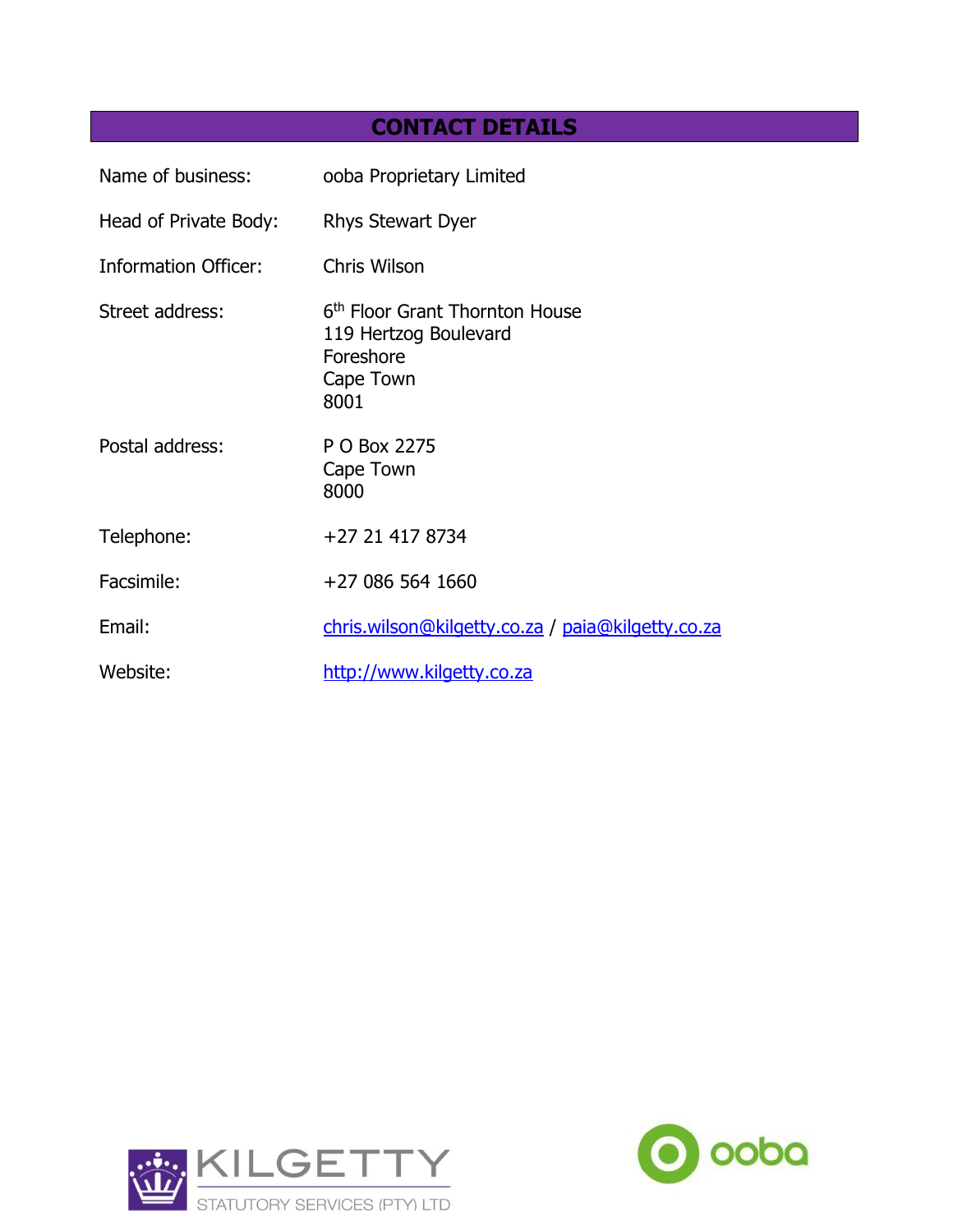## CONTACT DETAILS

| | |
|---|---|
| Name of business: | ooba Proprietary Limited |
| Head of Private Body: | Rhys Stewart Dyer |
| Information Officer: | Chris Wilson |
| Street address: | 6th Floor Grant Thornton House<br>119 Hertzog Boulevard<br>Foreshore<br>Cape Town<br>8001 |
| Postal address: | P O Box 2275<br>Cape Town<br>8000 |
| Telephone: | +27 21 417 8734 |
| Facsimile: | +27 086 564 1660 |
| Email: | chris.wilson@kilgetty.co.za / paia@kilgetty.co.za |
| Website: | http://www.kilgetty.co.za |

KILGETTY STATUTORY SERVICES (PTY) LTD

ooba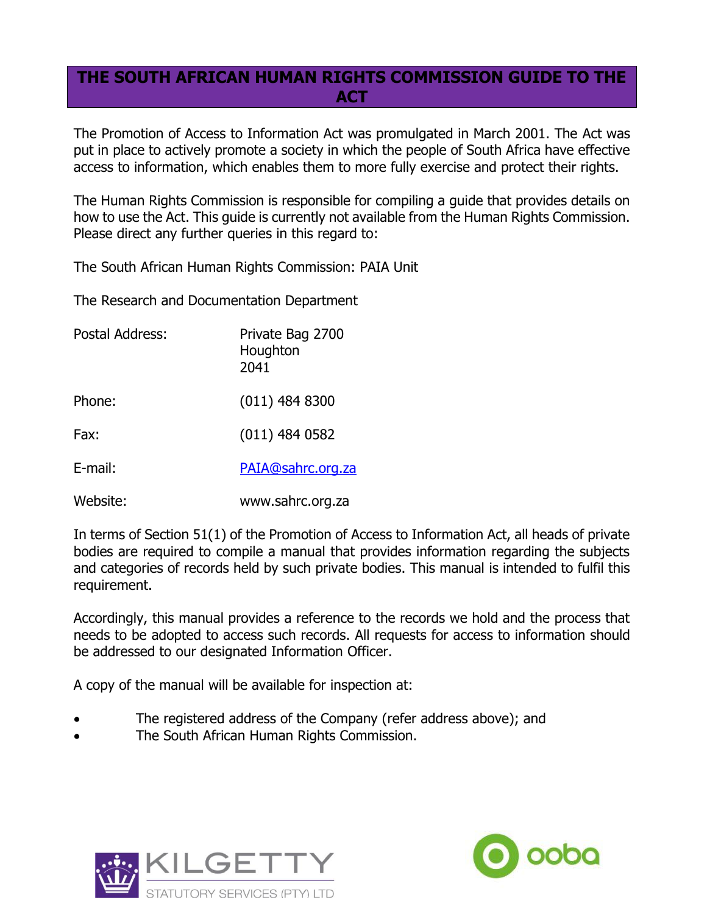# THE SOUTH AFRICAN HUMAN RIGHTS COMMISSION GUIDE TO THE ACT

The Promotion of Access to Information Act was promulgated in March 2001. The Act was put in place to actively promote a society in which the people of South Africa have effective access to information, which enables them to more fully exercise and protect their rights.

The Human Rights Commission is responsible for compiling a guide that provides details on how to use the Act. This guide is currently not available from the Human Rights Commission. Please direct any further queries in this regard to:

The South African Human Rights Commission: PAIA Unit

The Research and Documentation Department

| | |
|---|---|
| Postal Address: | Private Bag 2700<br>Houghton<br>2041 |
| Phone: | (011) 484 8300 |
| Fax: | (011) 484 0582 |
| E-mail: | PAIA@sahrc.org.za |
| Website: | www.sahrc.org.za |

In terms of Section 51(1) of the Promotion of Access to Information Act, all heads of private bodies are required to compile a manual that provides information regarding the subjects and categories of records held by such private bodies. This manual is intended to fulfil this requirement.

Accordingly, this manual provides a reference to the records we hold and the process that needs to be adopted to access such records. All requests for access to information should be addressed to our designated Information Officer.

A copy of the manual will be available for inspection at:

- The registered address of the Company (refer address above); and
- The South African Human Rights Commission.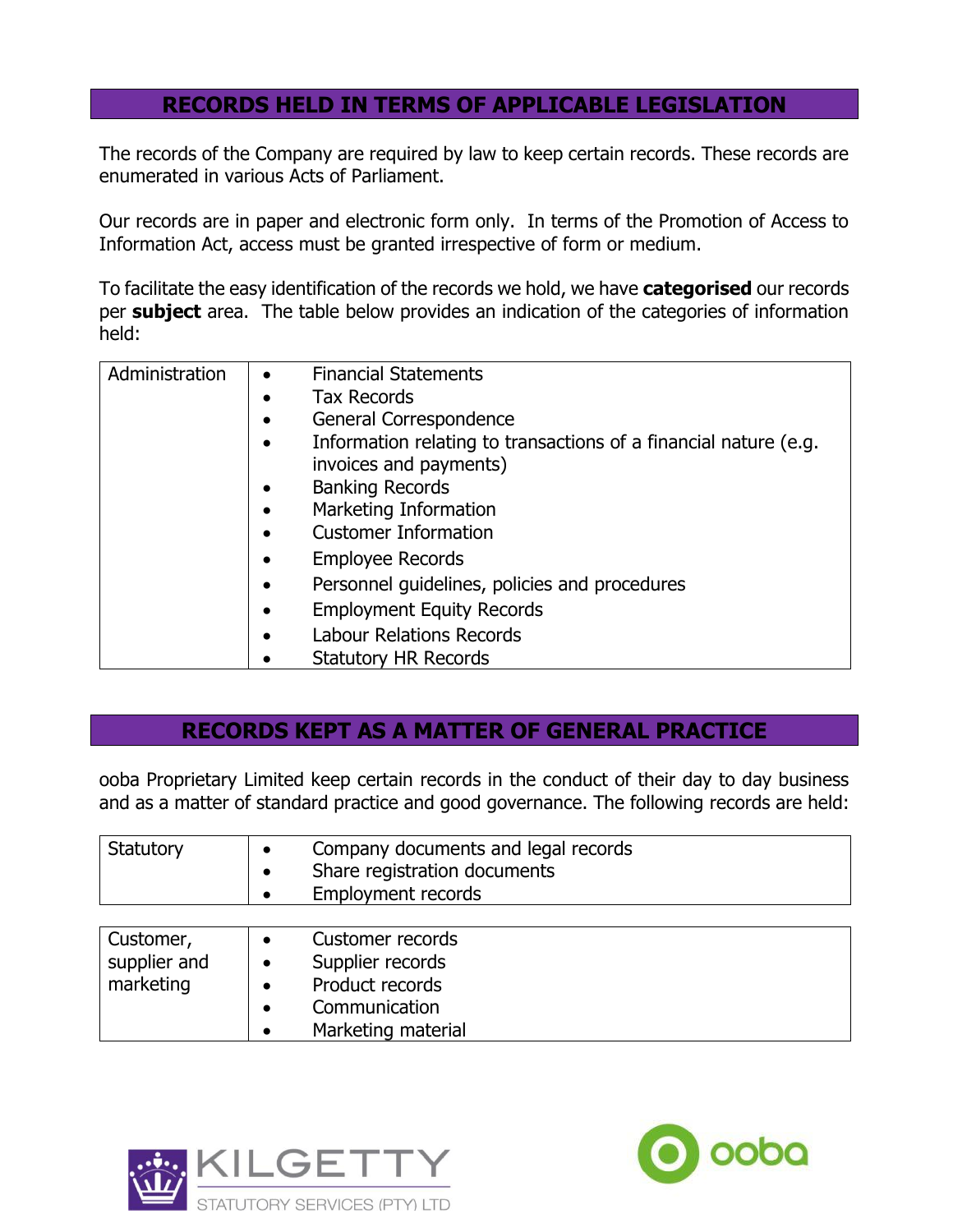## RECORDS HELD IN TERMS OF APPLICABLE LEGISLATION

The records of the Company are required by law to keep certain records. These records are enumerated in various Acts of Parliament.

Our records are in paper and electronic form only. In terms of the Promotion of Access to Information Act, access must be granted irrespective of form or medium.

To facilitate the easy identification of the records we hold, we have **categorised** our records per **subject** area. The table below provides an indication of the categories of information held:

| | |
|---|---|
| Administration | • Financial Statements<br>• Tax Records<br>• General Correspondence<br>• Information relating to transactions of a financial nature (e.g. invoices and payments)<br>• Banking Records<br>• Marketing Information<br>• Customer Information<br>• Employee Records<br>• Personnel guidelines, policies and procedures<br>• Employment Equity Records<br>• Labour Relations Records<br>• Statutory HR Records |

## RECORDS KEPT AS A MATTER OF GENERAL PRACTICE

ooba Proprietary Limited keep certain records in the conduct of their day to day business and as a matter of standard practice and good governance. The following records are held:

| | |
|---|---|
| Statutory | • Company documents and legal records<br>• Share registration documents<br>• Employment records |

| | |
|---|---|
| Customer, supplier and marketing | • Customer records<br>• Supplier records<br>• Product records<br>• Communication<br>• Marketing material |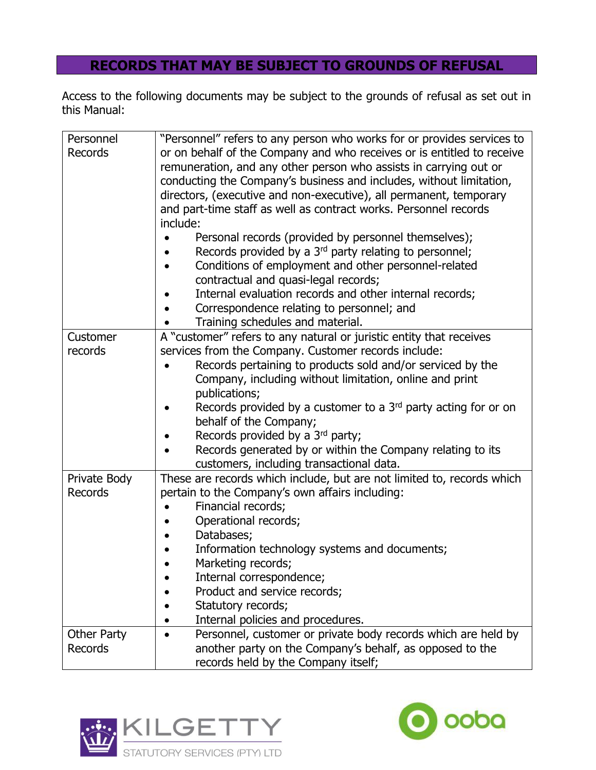## RECORDS THAT MAY BE SUBJECT TO GROUNDS OF REFUSAL

Access to the following documents may be subject to the grounds of refusal as set out in this Manual:

| | |
|---|---|
| Personnel Records | "Personnel" refers to any person who works for or provides services to or on behalf of the Company and who receives or is entitled to receive remuneration, and any other person who assists in carrying out or conducting the Company's business and includes, without limitation, directors, (executive and non-executive), all permanent, temporary and part-time staff as well as contract works. Personnel records include:<br>• Personal records (provided by personnel themselves);<br>• Records provided by a 3rd party relating to personnel;<br>• Conditions of employment and other personnel-related contractual and quasi-legal records;<br>• Internal evaluation records and other internal records;<br>• Correspondence relating to personnel; and<br>• Training schedules and material. |
| Customer records | A "customer" refers to any natural or juristic entity that receives services from the Company. Customer records include:<br>• Records pertaining to products sold and/or serviced by the Company, including without limitation, online and print publications;<br>• Records provided by a customer to a 3rd party acting for or on behalf of the Company;<br>• Records provided by a 3rd party;<br>• Records generated by or within the Company relating to its customers, including transactional data. |
| Private Body Records | These are records which include, but are not limited to, records which pertain to the Company's own affairs including:<br>• Financial records;<br>• Operational records;<br>• Databases;<br>• Information technology systems and documents;<br>• Marketing records;<br>• Internal correspondence;<br>• Product and service records;<br>• Statutory records;<br>• Internal policies and procedures. |
| Other Party Records | • Personnel, customer or private body records which are held by another party on the Company's behalf, as opposed to the records held by the Company itself; |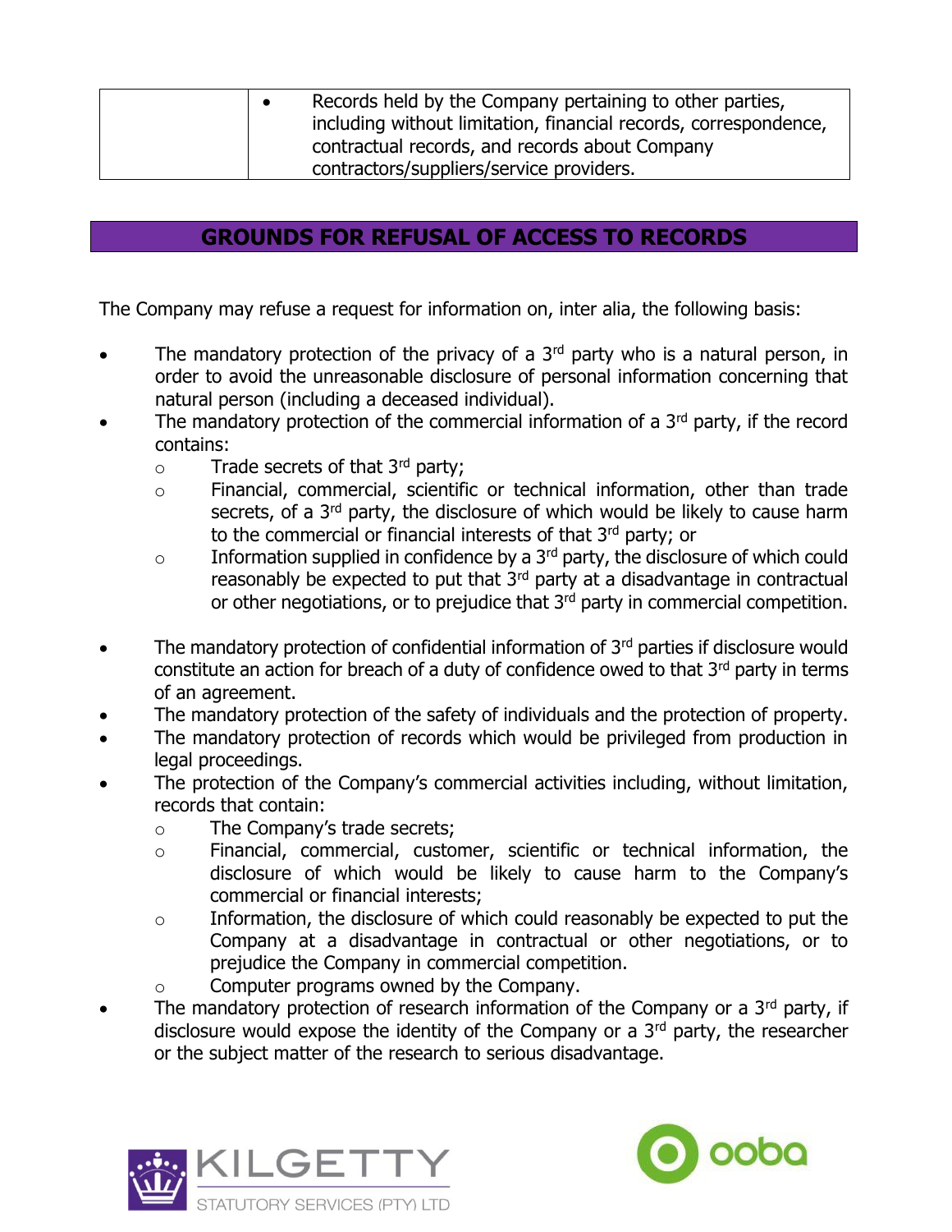| | • Records held by the Company pertaining to other parties, including without limitation, financial records, correspondence, contractual records, and records about Company contractors/suppliers/service providers. |
|---|---|

## GROUNDS FOR REFUSAL OF ACCESS TO RECORDS

The Company may refuse a request for information on, inter alia, the following basis:

- The mandatory protection of the privacy of a 3rd party who is a natural person, in order to avoid the unreasonable disclosure of personal information concerning that natural person (including a deceased individual).
- The mandatory protection of the commercial information of a 3rd party, if the record contains:
  - Trade secrets of that 3rd party;
  - Financial, commercial, scientific or technical information, other than trade secrets, of a 3rd party, the disclosure of which would be likely to cause harm to the commercial or financial interests of that 3rd party; or
  - Information supplied in confidence by a 3rd party, the disclosure of which could reasonably be expected to put that 3rd party at a disadvantage in contractual or other negotiations, or to prejudice that 3rd party in commercial competition.
- The mandatory protection of confidential information of 3rd parties if disclosure would constitute an action for breach of a duty of confidence owed to that 3rd party in terms of an agreement.
- The mandatory protection of the safety of individuals and the protection of property.
- The mandatory protection of records which would be privileged from production in legal proceedings.
- The protection of the Company's commercial activities including, without limitation, records that contain:
  - The Company's trade secrets;
  - Financial, commercial, customer, scientific or technical information, the disclosure of which would be likely to cause harm to the Company's commercial or financial interests;
  - Information, the disclosure of which could reasonably be expected to put the Company at a disadvantage in contractual or other negotiations, or to prejudice the Company in commercial competition.
  - Computer programs owned by the Company.
- The mandatory protection of research information of the Company or a 3rd party, if disclosure would expose the identity of the Company or a 3rd party, the researcher or the subject matter of the research to serious disadvantage.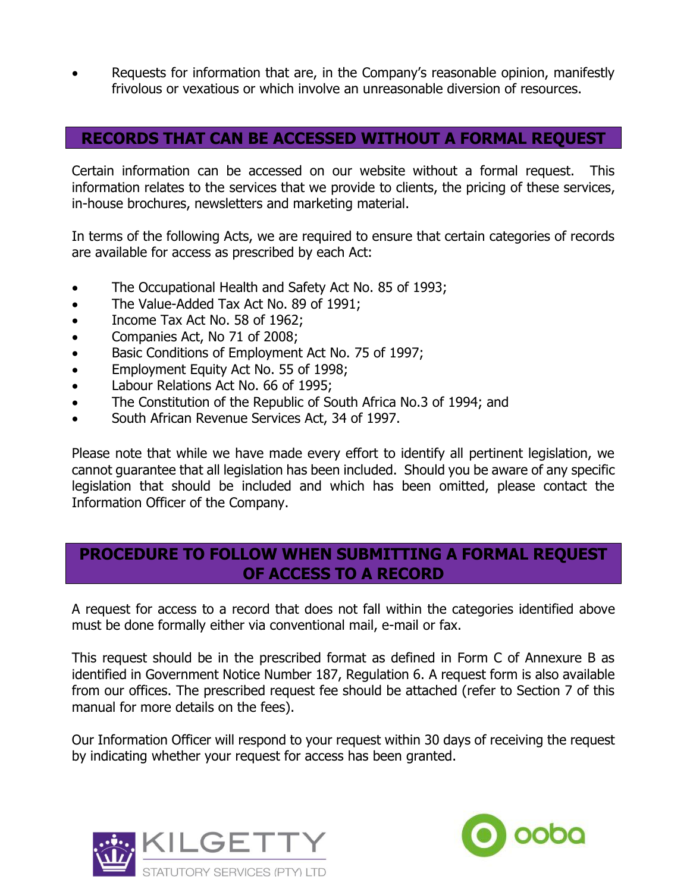- Requests for information that are, in the Company's reasonable opinion, manifestly frivolous or vexatious or which involve an unreasonable diversion of resources.

## RECORDS THAT CAN BE ACCESSED WITHOUT A FORMAL REQUEST

Certain information can be accessed on our website without a formal request. This information relates to the services that we provide to clients, the pricing of these services, in-house brochures, newsletters and marketing material.

In terms of the following Acts, we are required to ensure that certain categories of records are available for access as prescribed by each Act:

- The Occupational Health and Safety Act No. 85 of 1993;
- The Value-Added Tax Act No. 89 of 1991;
- Income Tax Act No. 58 of 1962;
- Companies Act, No 71 of 2008;
- Basic Conditions of Employment Act No. 75 of 1997;
- Employment Equity Act No. 55 of 1998;
- Labour Relations Act No. 66 of 1995;
- The Constitution of the Republic of South Africa No.3 of 1994; and
- South African Revenue Services Act, 34 of 1997.

Please note that while we have made every effort to identify all pertinent legislation, we cannot guarantee that all legislation has been included. Should you be aware of any specific legislation that should be included and which has been omitted, please contact the Information Officer of the Company.

## PROCEDURE TO FOLLOW WHEN SUBMITTING A FORMAL REQUEST OF ACCESS TO A RECORD

A request for access to a record that does not fall within the categories identified above must be done formally either via conventional mail, e-mail or fax.

This request should be in the prescribed format as defined in Form C of Annexure B as identified in Government Notice Number 187, Regulation 6. A request form is also available from our offices. The prescribed request fee should be attached (refer to Section 7 of this manual for more details on the fees).

Our Information Officer will respond to your request within 30 days of receiving the request by indicating whether your request for access has been granted.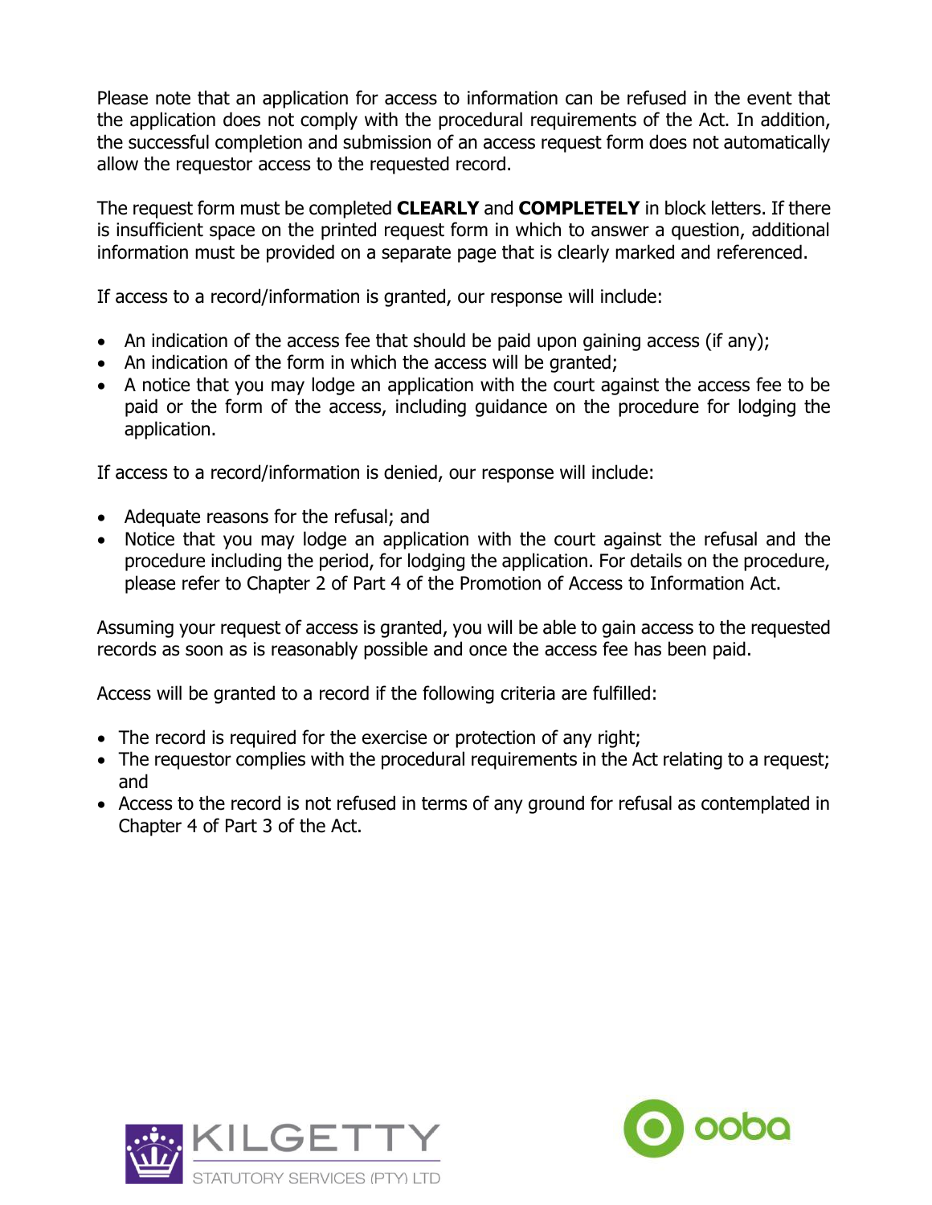Please note that an application for access to information can be refused in the event that the application does not comply with the procedural requirements of the Act. In addition, the successful completion and submission of an access request form does not automatically allow the requestor access to the requested record.

The request form must be completed **CLEARLY** and **COMPLETELY** in block letters. If there is insufficient space on the printed request form in which to answer a question, additional information must be provided on a separate page that is clearly marked and referenced.

If access to a record/information is granted, our response will include:

- An indication of the access fee that should be paid upon gaining access (if any);
- An indication of the form in which the access will be granted;
- A notice that you may lodge an application with the court against the access fee to be paid or the form of the access, including guidance on the procedure for lodging the application.

If access to a record/information is denied, our response will include:

- Adequate reasons for the refusal; and
- Notice that you may lodge an application with the court against the refusal and the procedure including the period, for lodging the application. For details on the procedure, please refer to Chapter 2 of Part 4 of the Promotion of Access to Information Act.

Assuming your request of access is granted, you will be able to gain access to the requested records as soon as is reasonably possible and once the access fee has been paid.

Access will be granted to a record if the following criteria are fulfilled:

- The record is required for the exercise or protection of any right;
- The requestor complies with the procedural requirements in the Act relating to a request; and
- Access to the record is not refused in terms of any ground for refusal as contemplated in Chapter 4 of Part 3 of the Act.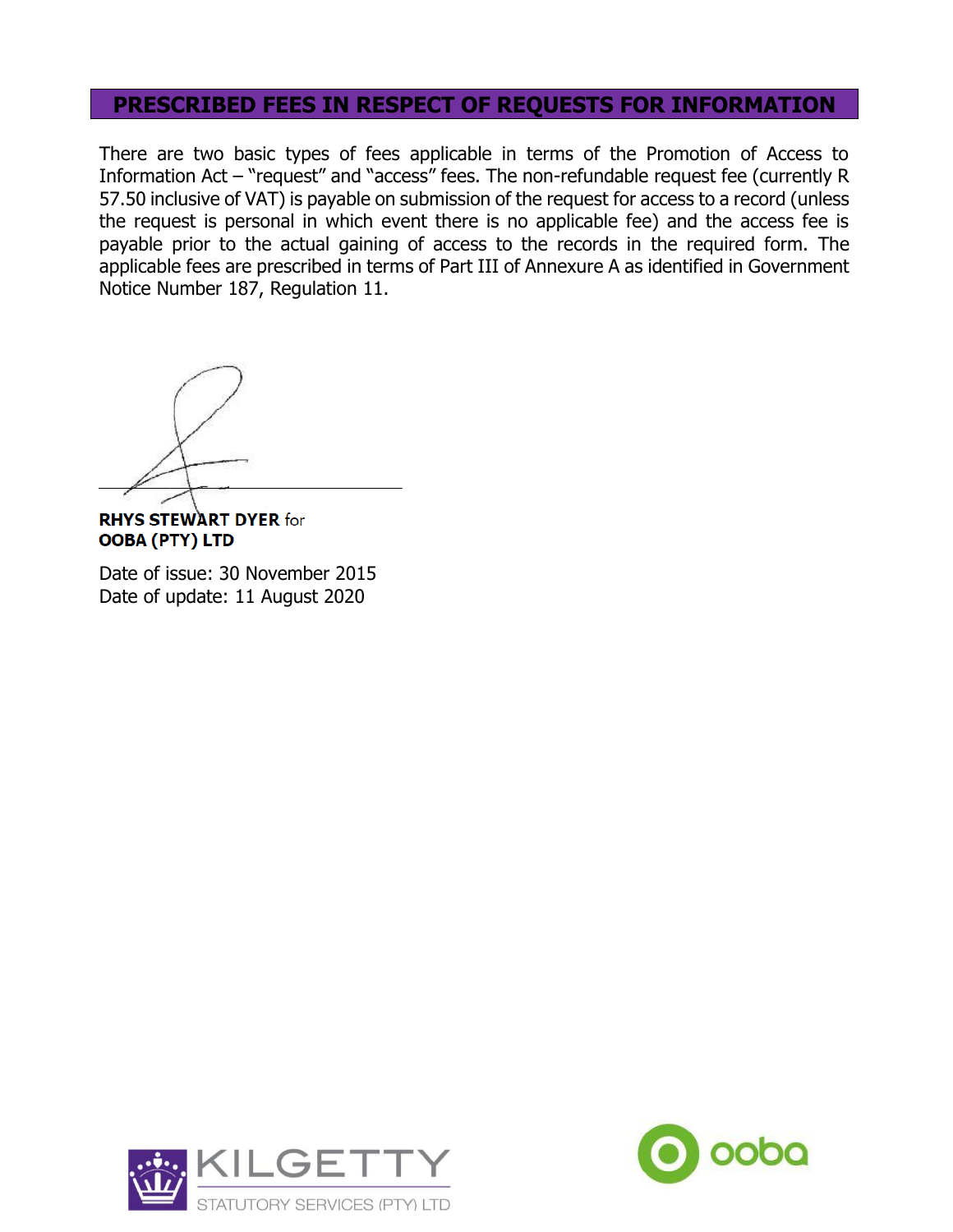## PRESCRIBED FEES IN RESPECT OF REQUESTS FOR INFORMATION

There are two basic types of fees applicable in terms of the Promotion of Access to Information Act – "request" and "access" fees. The non-refundable request fee (currently R 57.50 inclusive of VAT) is payable on submission of the request for access to a record (unless the request is personal in which event there is no applicable fee) and the access fee is payable prior to the actual gaining of access to the records in the required form. The applicable fees are prescribed in terms of Part III of Annexure A as identified in Government Notice Number 187, Regulation 11.

**RHYS STEWART DYER** for
**OOBA (PTY) LTD**

Date of issue: 30 November 2015
Date of update: 11 August 2020

KILGETTY STATUTORY SERVICES (PTY) LTD

ooba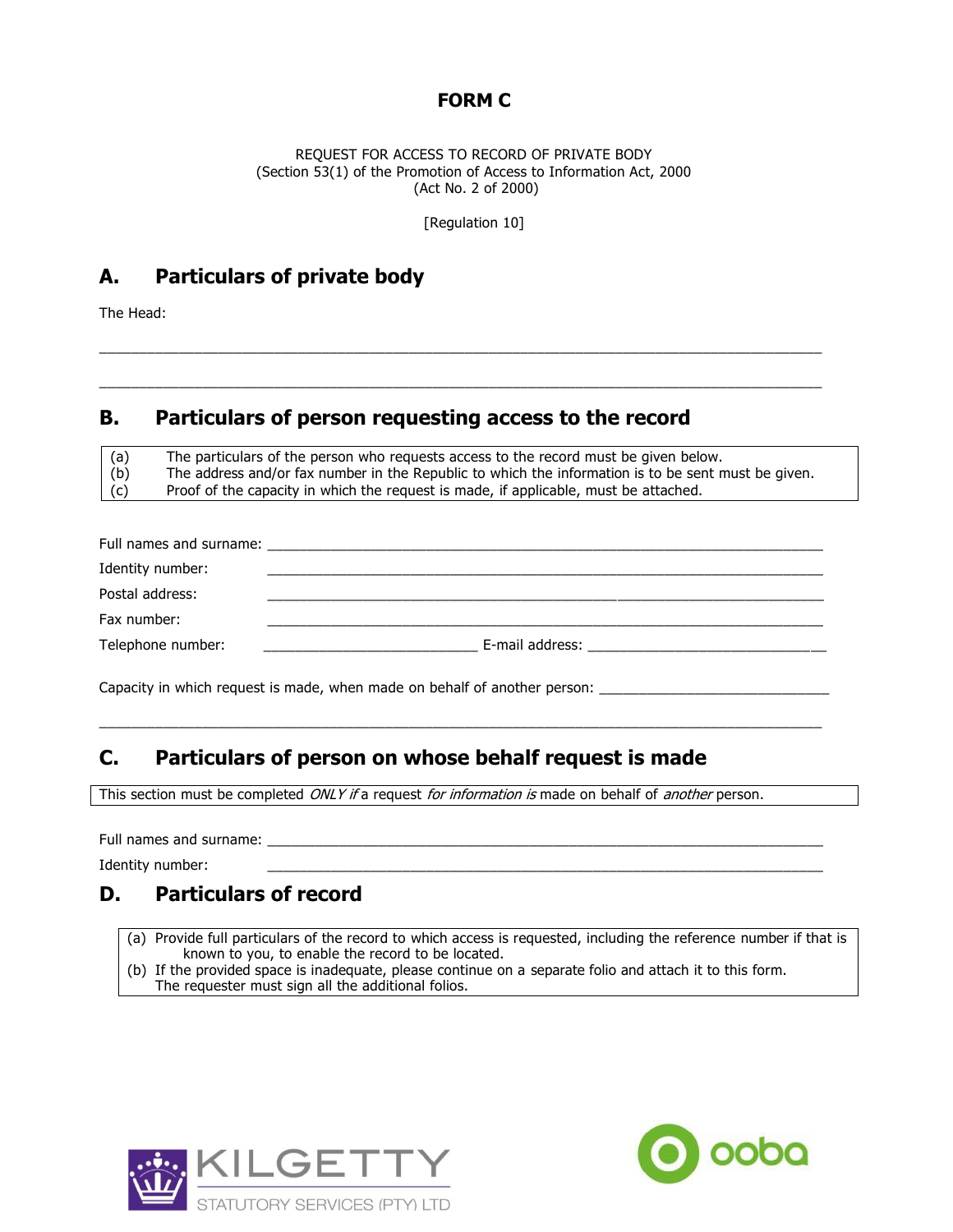# FORM C

REQUEST FOR ACCESS TO RECORD OF PRIVATE BODY
(Section 53(1) of the Promotion of Access to Information Act, 2000
(Act No. 2 of 2000)

[Regulation 10]

## A. Particulars of private body

The Head:

\_\_\_\_\_\_\_\_\_\_\_\_\_\_\_\_\_\_\_\_\_\_\_\_\_\_\_\_\_\_\_\_\_\_\_\_\_\_\_\_\_\_\_\_\_\_\_\_\_\_\_\_\_\_\_\_\_\_\_\_\_\_\_\_\_\_\_\_\_\_\_\_\_\_\_\_

\_\_\_\_\_\_\_\_\_\_\_\_\_\_\_\_\_\_\_\_\_\_\_\_\_\_\_\_\_\_\_\_\_\_\_\_\_\_\_\_\_\_\_\_\_\_\_\_\_\_\_\_\_\_\_\_\_\_\_\_\_\_\_\_\_\_\_\_\_\_\_\_\_\_\_\_

## B. Particulars of person requesting access to the record

(a) The particulars of the person who requests access to the record must be given below.
(b) The address and/or fax number in the Republic to which the information is to be sent must be given.
(c) Proof of the capacity in which the request is made, if applicable, must be attached.

Full names and surname: \_\_\_\_\_\_\_\_\_\_\_\_\_\_\_\_\_\_\_\_\_\_\_\_\_\_\_\_\_\_\_\_\_\_\_\_\_\_\_\_\_\_\_\_\_\_\_\_\_\_\_\_

Identity number: \_\_\_\_\_\_\_\_\_\_\_\_\_\_\_\_\_\_\_\_\_\_\_\_\_\_\_\_\_\_\_\_\_\_\_\_\_\_\_\_\_\_\_\_\_\_\_\_\_\_\_\_

Postal address: \_\_\_\_\_\_\_\_\_\_\_\_\_\_\_\_\_\_\_\_\_\_\_\_\_\_\_\_\_\_\_\_\_\_\_\_\_\_\_\_\_\_\_\_\_\_\_\_\_\_\_\_

Fax number: \_\_\_\_\_\_\_\_\_\_\_\_\_\_\_\_\_\_\_\_\_\_\_\_\_\_\_\_\_\_\_\_\_\_\_\_\_\_\_\_\_\_\_\_\_\_\_\_\_\_\_\_

Telephone number: \_\_\_\_\_\_\_\_\_\_\_\_\_\_\_\_\_\_\_\_\_\_\_\_ E-mail address: \_\_\_\_\_\_\_\_\_\_\_\_\_\_\_\_\_\_\_\_\_\_\_\_

Capacity in which request is made, when made on behalf of another person: \_\_\_\_\_\_\_\_\_\_\_\_\_\_\_\_\_\_\_\_\_\_\_\_

\_\_\_\_\_\_\_\_\_\_\_\_\_\_\_\_\_\_\_\_\_\_\_\_\_\_\_\_\_\_\_\_\_\_\_\_\_\_\_\_\_\_\_\_\_\_\_\_\_\_\_\_\_\_\_\_\_\_\_\_\_\_\_\_\_\_\_\_\_\_\_\_\_\_\_\_

## C. Particulars of person on whose behalf request is made

This section must be completed *ONLY if* a request *for information is* made on behalf of *another* person.

Full names and surname: \_\_\_\_\_\_\_\_\_\_\_\_\_\_\_\_\_\_\_\_\_\_\_\_\_\_\_\_\_\_\_\_\_\_\_\_\_\_\_\_\_\_\_\_\_\_\_\_\_\_\_\_

Identity number: \_\_\_\_\_\_\_\_\_\_\_\_\_\_\_\_\_\_\_\_\_\_\_\_\_\_\_\_\_\_\_\_\_\_\_\_\_\_\_\_\_\_\_\_\_\_\_\_\_\_\_\_

## D. Particulars of record

(a) Provide full particulars of the record to which access is requested, including the reference number if that is known to you, to enable the record to be located.
(b) If the provided space is inadequate, please continue on a separate folio and attach it to this form. The requester must sign all the additional folios.

KILGETTY STATUTORY SERVICES (PTY) LTD

ooba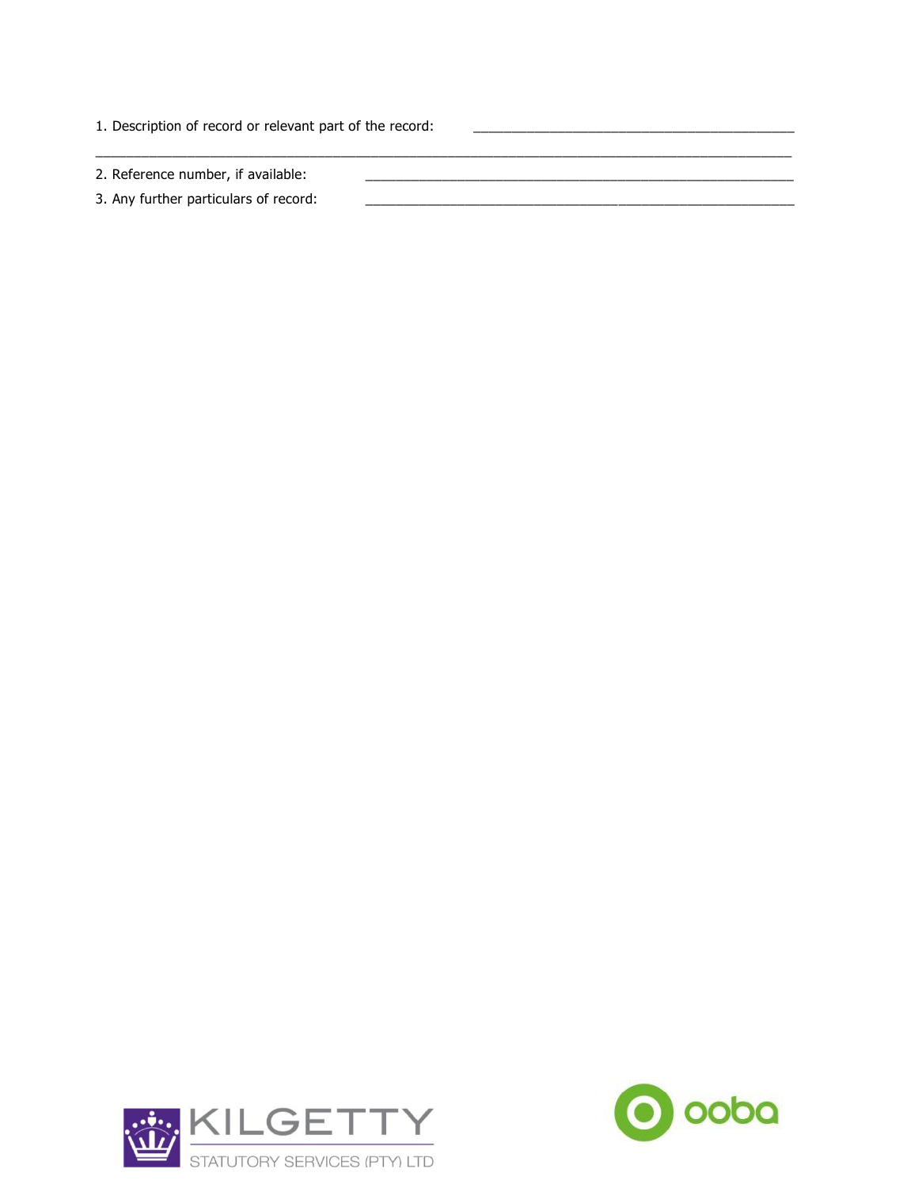1. Description of record or relevant part of the record: _____________________________________________

_______________________________________________________________________________________________

2. Reference number, if available: _____________________________________________

3. Any further particulars of record: _____________________________________________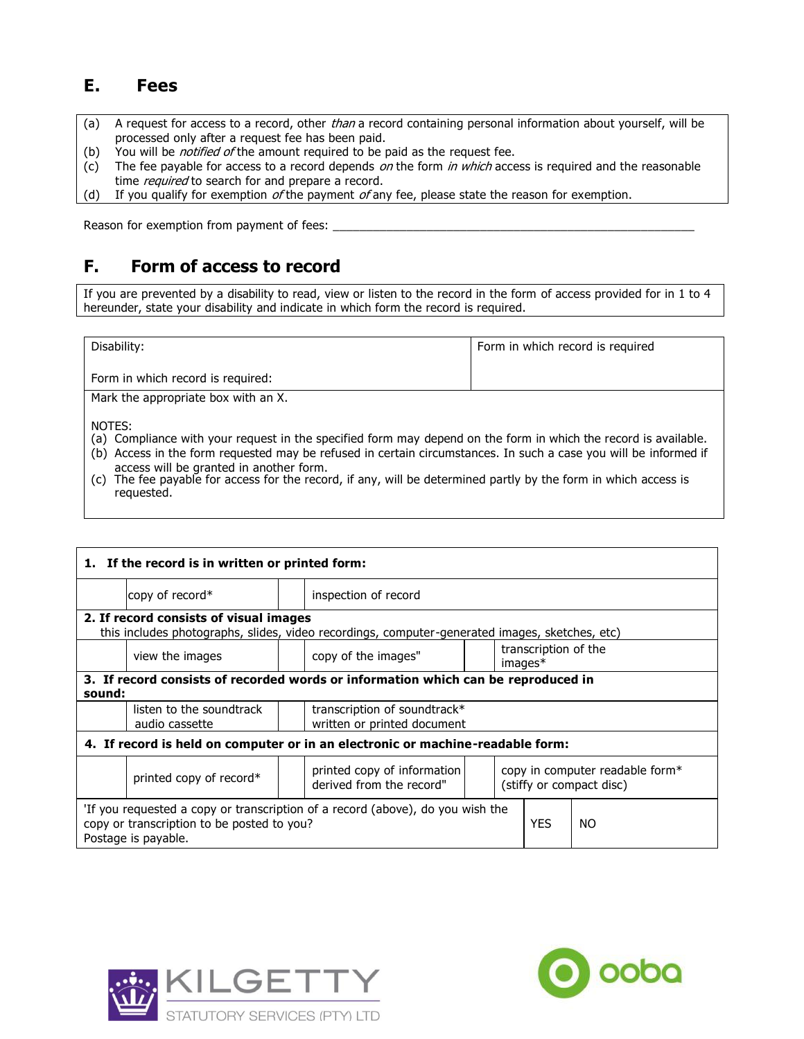## E. Fees

(a) A request for access to a record, other *than* a record containing personal information about yourself, will be processed only after a request fee has been paid.
(b) You will be *notified of* the amount required to be paid as the request fee.
(c) The fee payable for access to a record depends *on* the form *in which* access is required and the reasonable time *required* to search for and prepare a record.
(d) If you qualify for exemption *of* the payment *of* any fee, please state the reason for exemption.

Reason for exemption from payment of fees: \_\_\_\_\_\_\_\_\_\_\_\_\_\_\_\_\_\_\_\_\_\_\_\_\_\_\_\_\_\_\_\_\_\_\_\_\_\_\_\_\_\_\_\_\_\_\_\_\_\_\_\_\_\_\_

## F. Form of access to record

If you are prevented by a disability to read, view or listen to the record in the form of access provided for in 1 to 4 hereunder, state your disability and indicate in which form the record is required.

| Disability:<br><br>Form in which record is required: | Form in which record is required |
|---|---|

Mark the appropriate box with an X.

NOTES:
(a) Compliance with your request in the specified form may depend on the form in which the record is available.
(b) Access in the form requested may be refused in certain circumstances. In such a case you will be informed if access will be granted in another form.
(c) The fee payable for access for the record, if any, will be determined partly by the form in which access is requested.

| **1. If the record is in written or printed form:** | | | | | |
|---|---|---|---|---|---|
| | copy of record* | | inspection of record | | |
| **2. If record consists of visual images**<br>this includes photographs, slides, video recordings, computer-generated images, sketches, etc) | | | | | |
| | view the images | | copy of the images" | | transcription of the images* |
| **3. If record consists of recorded words or information which can be reproduced in sound:** | | | | | |
| | listen to the soundtrack audio cassette | | transcription of soundtrack* written or printed document | | |
| **4. If record is held on computer or in an electronic or machine-readable form:** | | | | | |
| | printed copy of record* | | printed copy of information derived from the record" | | copy in computer readable form* (stiffy or compact disc) |

| 'If you requested a copy or transcription of a record (above), do you wish the copy or transcription to be posted to you?<br>Postage is payable. | YES | NO |
|---|---|---|

KILGETTY STATUTORY SERVICES (PTY) LTD

ooba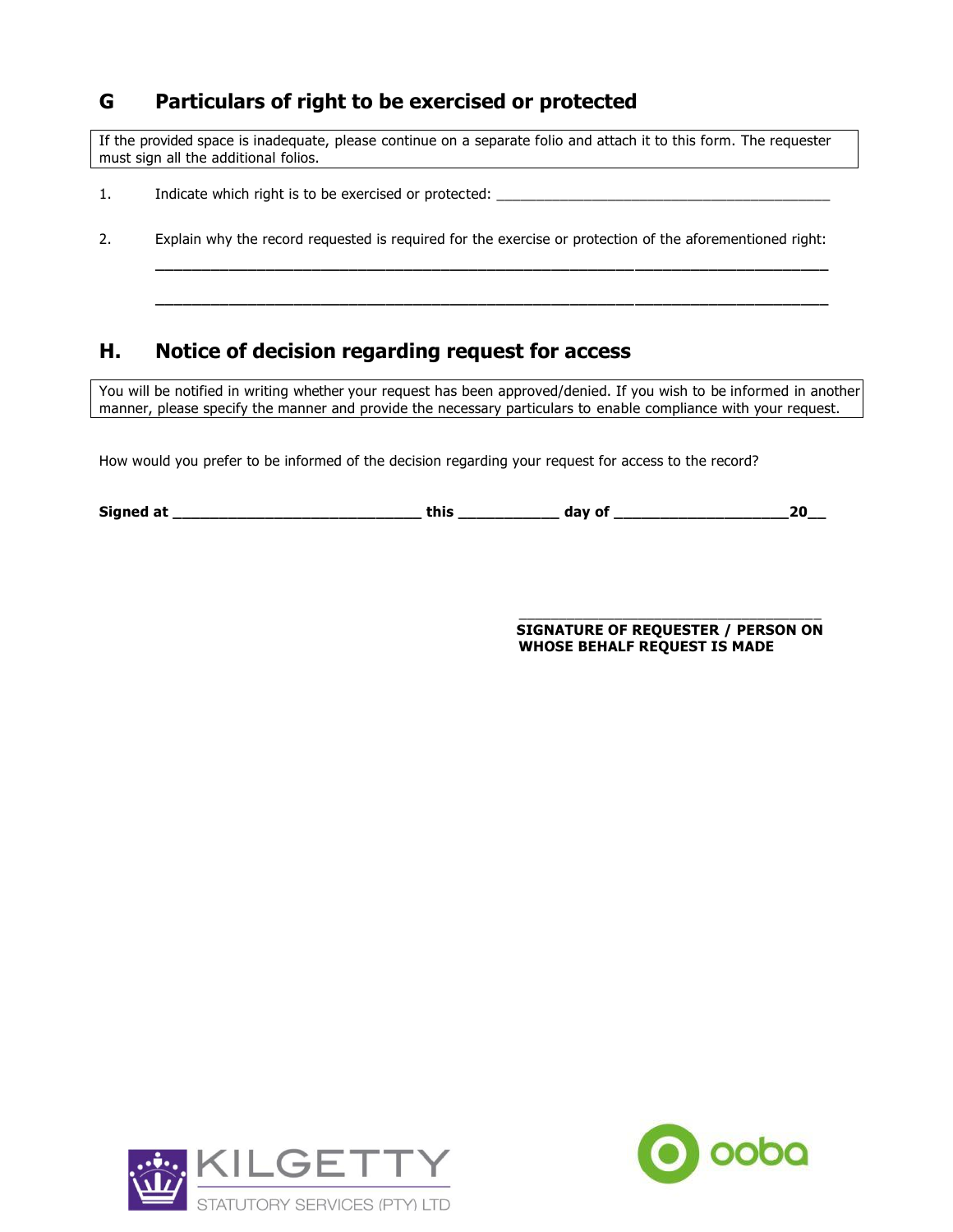## G Particulars of right to be exercised or protected

If the provided space is inadequate, please continue on a separate folio and attach it to this form. The requester must sign all the additional folios.

1. Indicate which right is to be exercised or protected: ___________________________________________

2. Explain why the record requested is required for the exercise or protection of the aforementioned right:

   ______________________________________________________________________________

   ______________________________________________________________________________

## H. Notice of decision regarding request for access

You will be notified in writing whether your request has been approved/denied. If you wish to be informed in another manner, please specify the manner and provide the necessary particulars to enable compliance with your request.

How would you prefer to be informed of the decision regarding your request for access to the record?

**Signed at _____________________________ this ___________ day of ___________________20__**

_____________________________________

**SIGNATURE OF REQUESTER / PERSON ON WHOSE BEHALF REQUEST IS MADE**

KILGETTY STATUTORY SERVICES (PTY) LTD

ooba